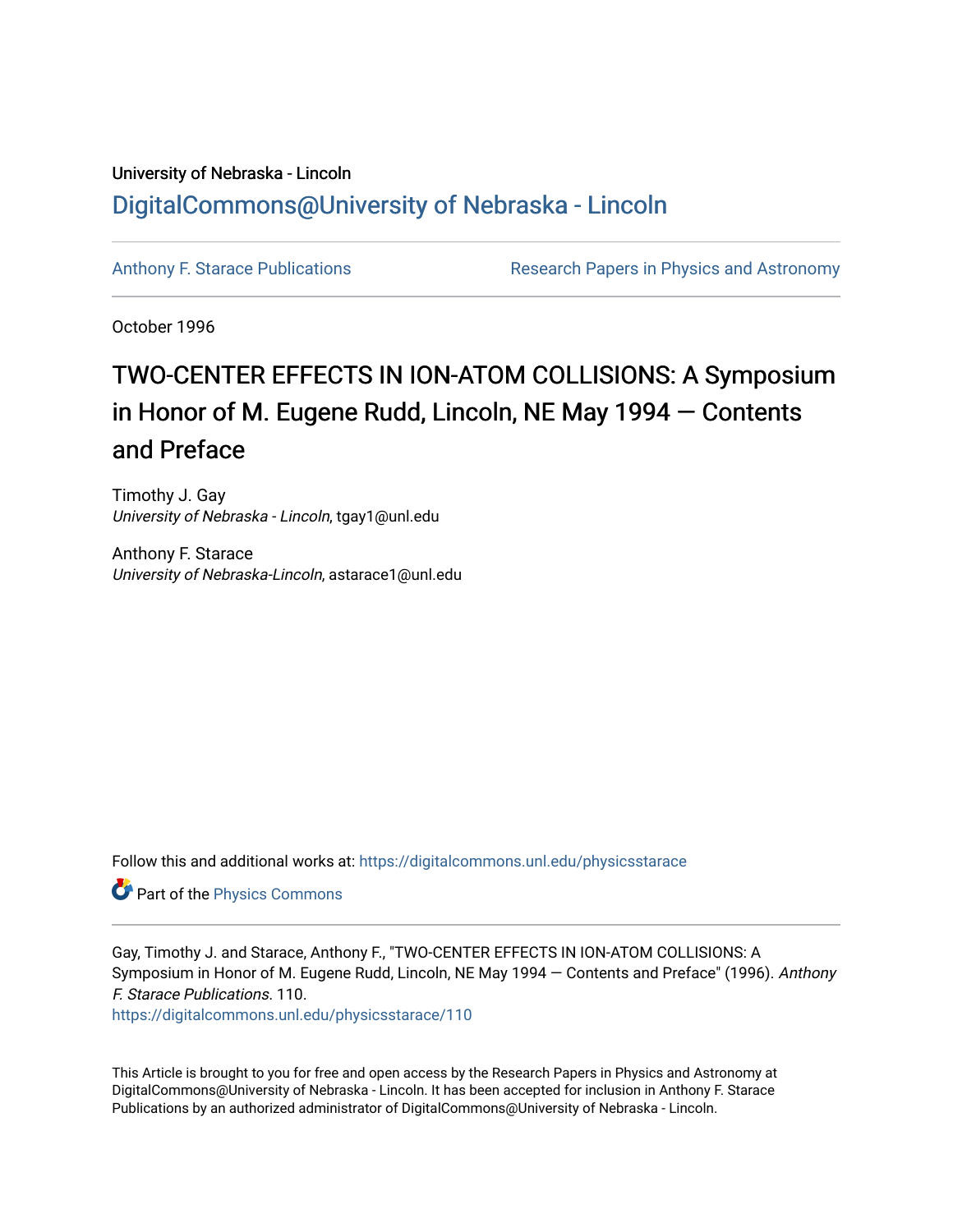University of Nebraska - Lincoln

## DigitalCommons@University of Nebraska - Lincoln

Anthony F. Starace Publications

Research Papers in Physics and Astronomy

October 1996

# TWO-CENTER EFFECTS IN ION-ATOM COLLISIONS: A Symposium in Honor of M. Eugene Rudd, Lincoln, NE May 1994 — Contents and Preface

Timothy J. Gay
*University of Nebraska - Lincoln*, tgay1@unl.edu

Anthony F. Starace
*University of Nebraska-Lincoln*, astarace1@unl.edu

Follow this and additional works at: https://digitalcommons.unl.edu/physicsstarace

Part of the Physics Commons

Gay, Timothy J. and Starace, Anthony F., "TWO-CENTER EFFECTS IN ION-ATOM COLLISIONS: A Symposium in Honor of M. Eugene Rudd, Lincoln, NE May 1994 — Contents and Preface" (1996). *Anthony F. Starace Publications*. 110.
https://digitalcommons.unl.edu/physicsstarace/110

This Article is brought to you for free and open access by the Research Papers in Physics and Astronomy at DigitalCommons@University of Nebraska - Lincoln. It has been accepted for inclusion in Anthony F. Starace Publications by an authorized administrator of DigitalCommons@University of Nebraska - Lincoln.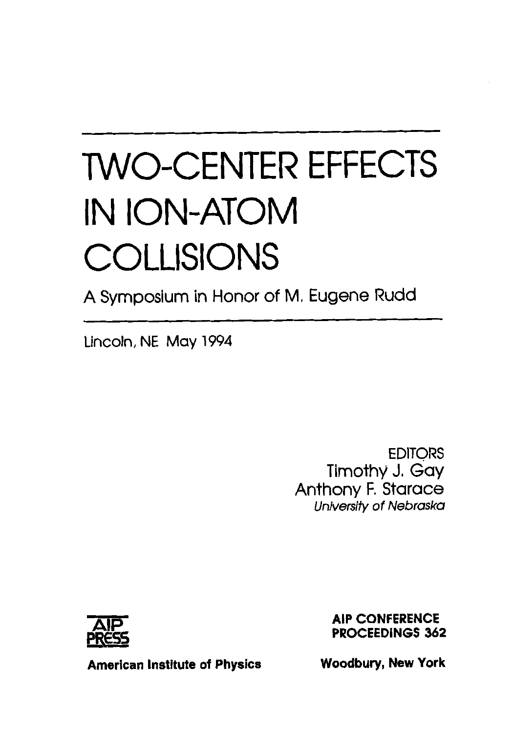# TWO-CENTER EFFECTS IN ION-ATOM COLLISIONS

## A Symposium in Honor of M. Eugene Rudd

Lincoln, NE May 1994

EDITORS
Timothy J. Gay
Anthony F. Starace
*University of Nebraska*

AIP PRESS

**AIP CONFERENCE PROCEEDINGS 362**

**American Institute of Physics**

**Woodbury, New York**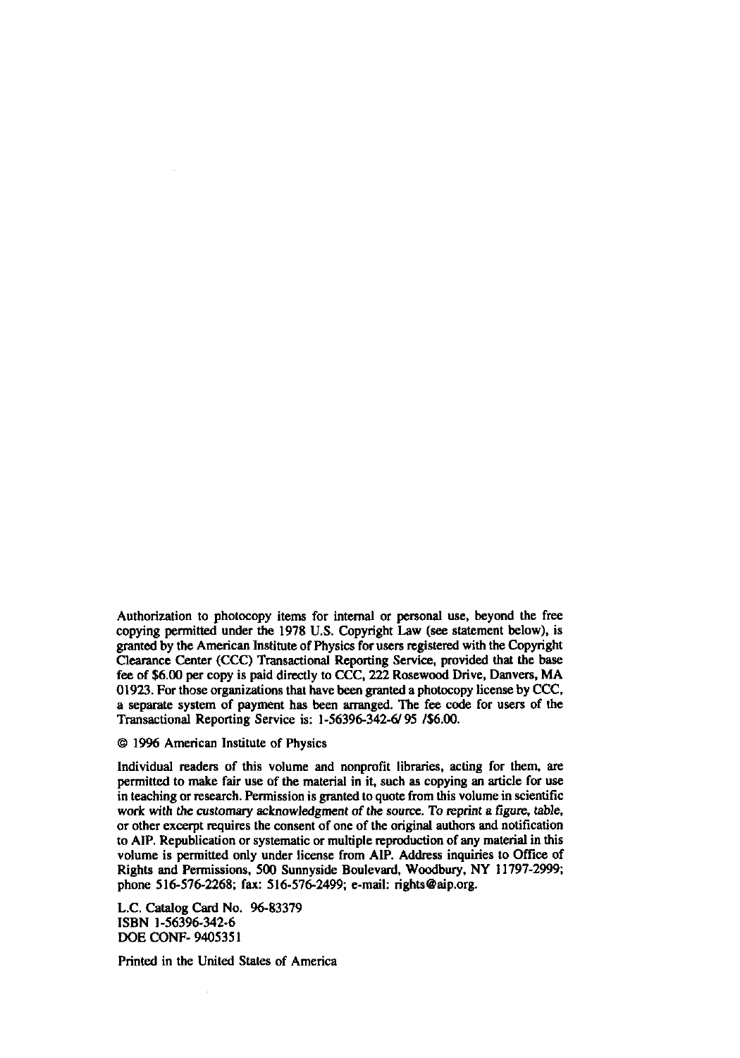Authorization to photocopy items for internal or personal use, beyond the free copying permitted under the 1978 U.S. Copyright Law (see statement below), is granted by the American Institute of Physics for users registered with the Copyright Clearance Center (CCC) Transactional Reporting Service, provided that the base fee of $6.00 per copy is paid directly to CCC, 222 Rosewood Drive, Danvers, MA 01923. For those organizations that have been granted a photocopy license by CCC, a separate system of payment has been arranged. The fee code for users of the Transactional Reporting Service is: 1-56396-342-6/ 95 /$6.00.

© 1996 American Institute of Physics

Individual readers of this volume and nonprofit libraries, acting for them, are permitted to make fair use of the material in it, such as copying an article for use in teaching or research. Permission is granted to quote from this volume in scientific work with the customary acknowledgment of the source. To reprint a figure, table, or other excerpt requires the consent of one of the original authors and notification to AIP. Republication or systematic or multiple reproduction of any material in this volume is permitted only under license from AIP. Address inquiries to Office of Rights and Permissions, 500 Sunnyside Boulevard, Woodbury, NY 11797-2999; phone 516-576-2268; fax: 516-576-2499; e-mail: rights@aip.org.

L.C. Catalog Card No. 96-83379
ISBN 1-56396-342-6
DOE CONF- 9405351

Printed in the United States of America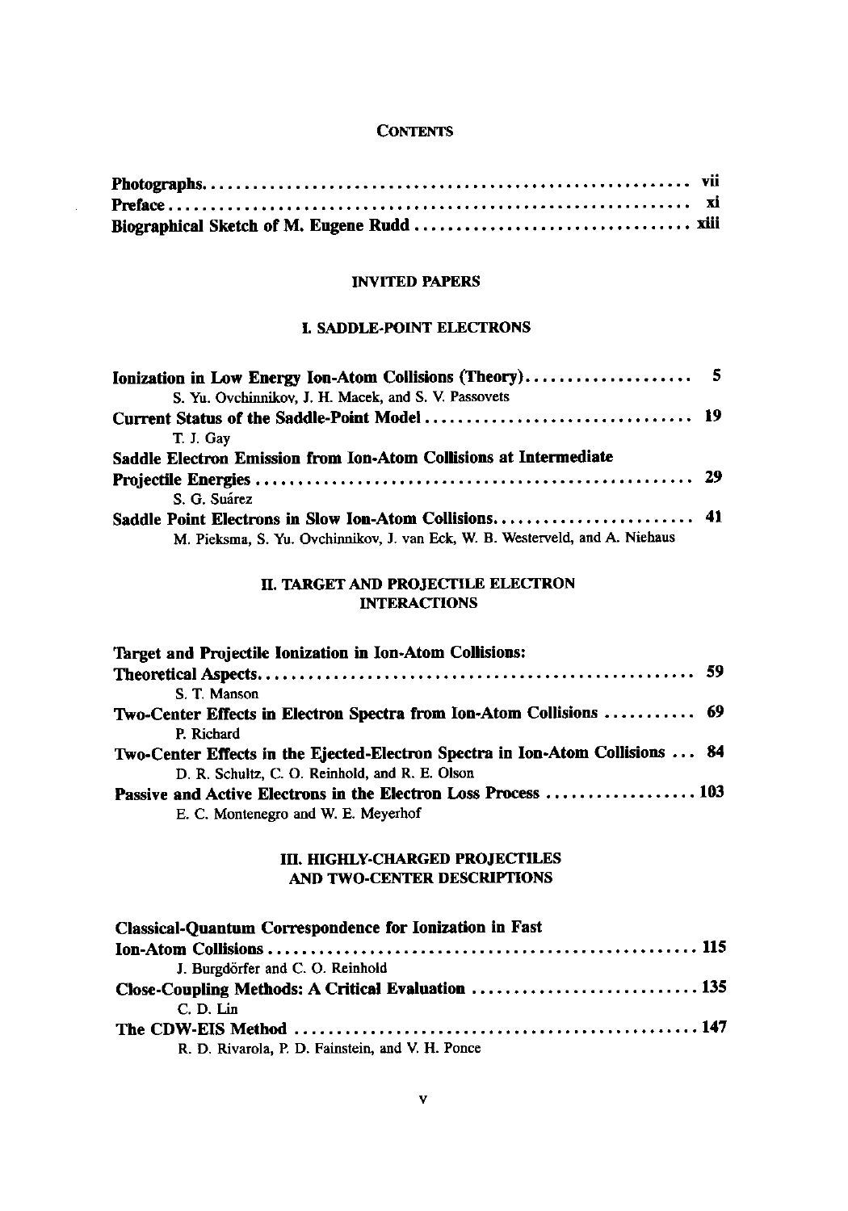# CONTENTS

**Photographs** ............................................................ vii
**Preface** ............................................................ xi
**Biographical Sketch of M. Eugene Rudd** ............................................................ xiii

## INVITED PAPERS

### I. SADDLE-POINT ELECTRONS

**Ionization in Low Energy Ion-Atom Collisions (Theory)** .................... 5
S. Yu. Ovchinnikov, J. H. Macek, and S. V. Passovets

**Current Status of the Saddle-Point Model** .................... 19
T. J. Gay

**Saddle Electron Emission from Ion-Atom Collisions at Intermediate Projectile Energies** .................... 29
S. G. Suárez

**Saddle Point Electrons in Slow Ion-Atom Collisions** .................... 41
M. Pieksma, S. Yu. Ovchinnikov, J. van Eck, W. B. Westerveld, and A. Niehaus

### II. TARGET AND PROJECTILE ELECTRON INTERACTIONS

**Target and Projectile Ionization in Ion-Atom Collisions: Theoretical Aspects** .................... 59
S. T. Manson

**Two-Center Effects in Electron Spectra from Ion-Atom Collisions** .................... 69
P. Richard

**Two-Center Effects in the Ejected-Electron Spectra in Ion-Atom Collisions** ... 84
D. R. Schultz, C. O. Reinhold, and R. E. Olson

**Passive and Active Electrons in the Electron Loss Process** .................... 103
E. C. Montenegro and W. E. Meyerhof

### III. HIGHLY-CHARGED PROJECTILES AND TWO-CENTER DESCRIPTIONS

**Classical-Quantum Correspondence for Ionization in Fast Ion-Atom Collisions** .................... 115
J. Burgdörfer and C. O. Reinhold

**Close-Coupling Methods: A Critical Evaluation** .................... 135
C. D. Lin

**The CDW-EIS Method** .................... 147
R. D. Rivarola, P. D. Fainstein, and V. H. Ponce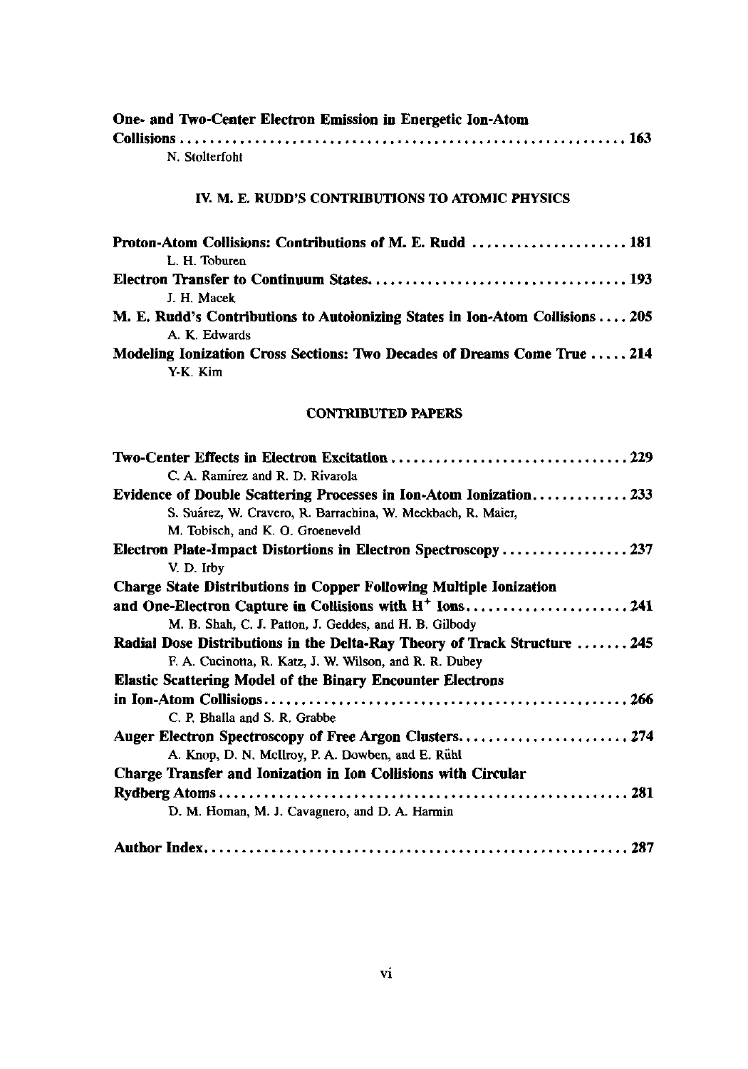**One- and Two-Center Electron Emission in Energetic Ion-Atom Collisions** ........ 163
N. Stolterfoht

## IV. M. E. RUDD'S CONTRIBUTIONS TO ATOMIC PHYSICS

**Proton-Atom Collisions: Contributions of M. E. Rudd** ........ 181
L. H. Toburen

**Electron Transfer to Continuum States** ........ 193
J. H. Macek

**M. E. Rudd's Contributions to Autoionizing States in Ion-Atom Collisions** ........ 205
A. K. Edwards

**Modeling Ionization Cross Sections: Two Decades of Dreams Come True** ........ 214
Y-K. Kim

## CONTRIBUTED PAPERS

**Two-Center Effects in Electron Excitation** ........ 229
C. A. Ramírez and R. D. Rivarola

**Evidence of Double Scattering Processes in Ion-Atom Ionization** ........ 233
S. Suárez, W. Cravero, R. Barrachina, W. Meckbach, R. Maier, M. Tobisch, and K. O. Groeneveld

**Electron Plate-Impact Distortions in Electron Spectroscopy** ........ 237
V. D. Irby

**Charge State Distributions in Copper Following Multiple Ionization and One-Electron Capture in Collisions with $H^+$ Ions** ........ 241
M. B. Shah, C. J. Patton, J. Geddes, and H. B. Gilbody

**Radial Dose Distributions in the Delta-Ray Theory of Track Structure** ........ 245
F. A. Cucinotta, R. Katz, J. W. Wilson, and R. R. Dubey

**Elastic Scattering Model of the Binary Encounter Electrons in Ion-Atom Collisions** ........ 266
C. P. Bhalla and S. R. Grabbe

**Auger Electron Spectroscopy of Free Argon Clusters** ........ 274
A. Knop, D. N. McIlroy, P. A. Dowben, and E. Rühl

**Charge Transfer and Ionization in Ion Collisions with Circular Rydberg Atoms** ........ 281
D. M. Homan, M. J. Cavagnero, and D. A. Harmin

**Author Index** ........ 287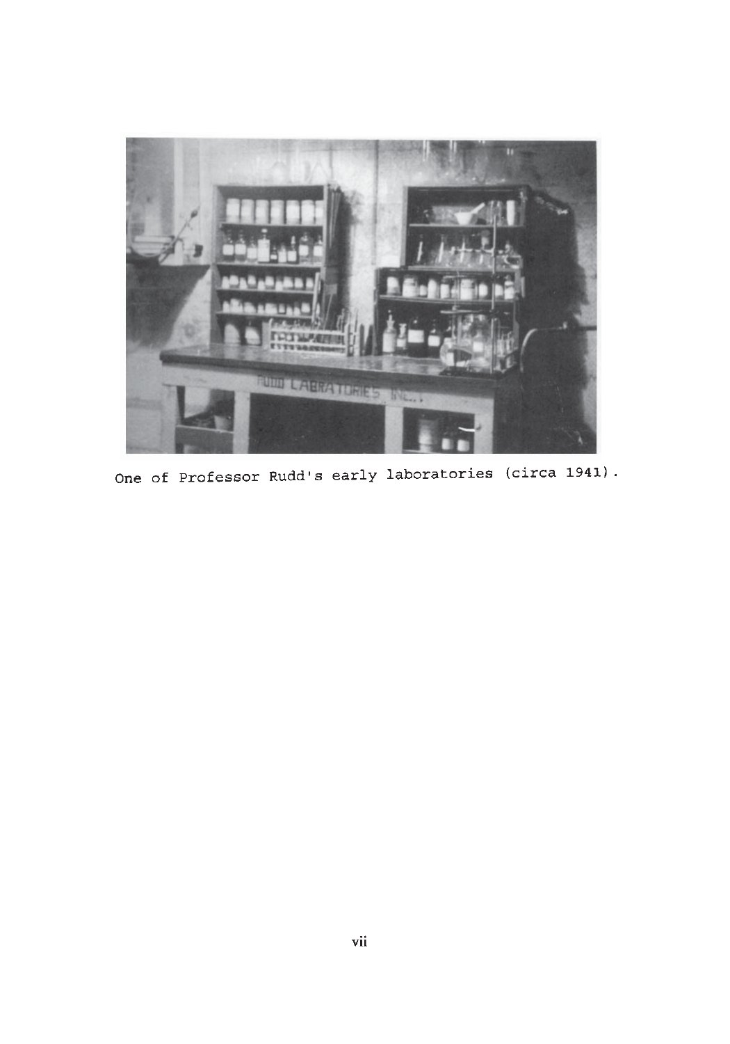One of Professor Rudd's early laboratories (circa 1941).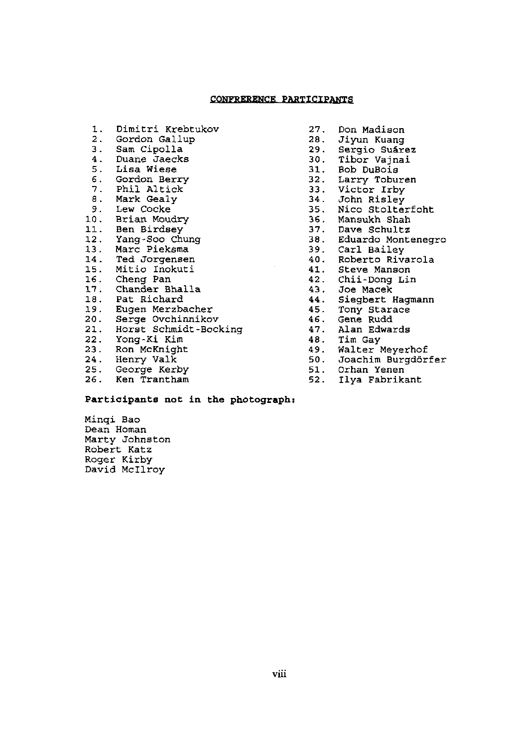## CONFRERENCE PARTICIPANTS

1. Dimitri Krebtukov
2. Gordon Gallup
3. Sam Cipolla
4. Duane Jaecks
5. Lisa Wiese
6. Gordon Berry
7. Phil Altick
8. Mark Gealy
9. Lew Cocke
10. Brian Moudry
11. Ben Birdsey
12. Yang-Soo Chung
13. Marc Pieksma
14. Ted Jorgensen
15. Mitio Inokuti
16. Cheng Pan
17. Chander Bhalla
18. Pat Richard
19. Eugen Merzbacher
20. Serge Ovchinnikov
21. Horst Schmidt-Bocking
22. Yong-Ki Kim
23. Ron McKnight
24. Henry Valk
25. George Kerby
26. Ken Trantham
27. Don Madison
28. Jiyun Kuang
29. Sergio Suárez
30. Tibor Vajnai
31. Bob DuBois
32. Larry Toburen
33. Victor Irby
34. John Risley
35. Nico Stolterfoht
36. Mansukh Shah
37. Dave Schultz
38. Eduardo Montenegro
39. Carl Bailey
40. Roberto Rivarola
41. Steve Manson
42. Chii-Dong Lin
43. Joe Macek
44. Siegbert Hagmann
45. Tony Starace
46. Gene Rudd
47. Alan Edwards
48. Tim Gay
49. Walter Meyerhof
50. Joachim Burgdörfer
51. Orhan Yenen
52. Ilya Fabrikant

**Participants not in the photograph:**

Minqi Bao
Dean Homan
Marty Johnston
Robert Katz
Roger Kirby
David McIlroy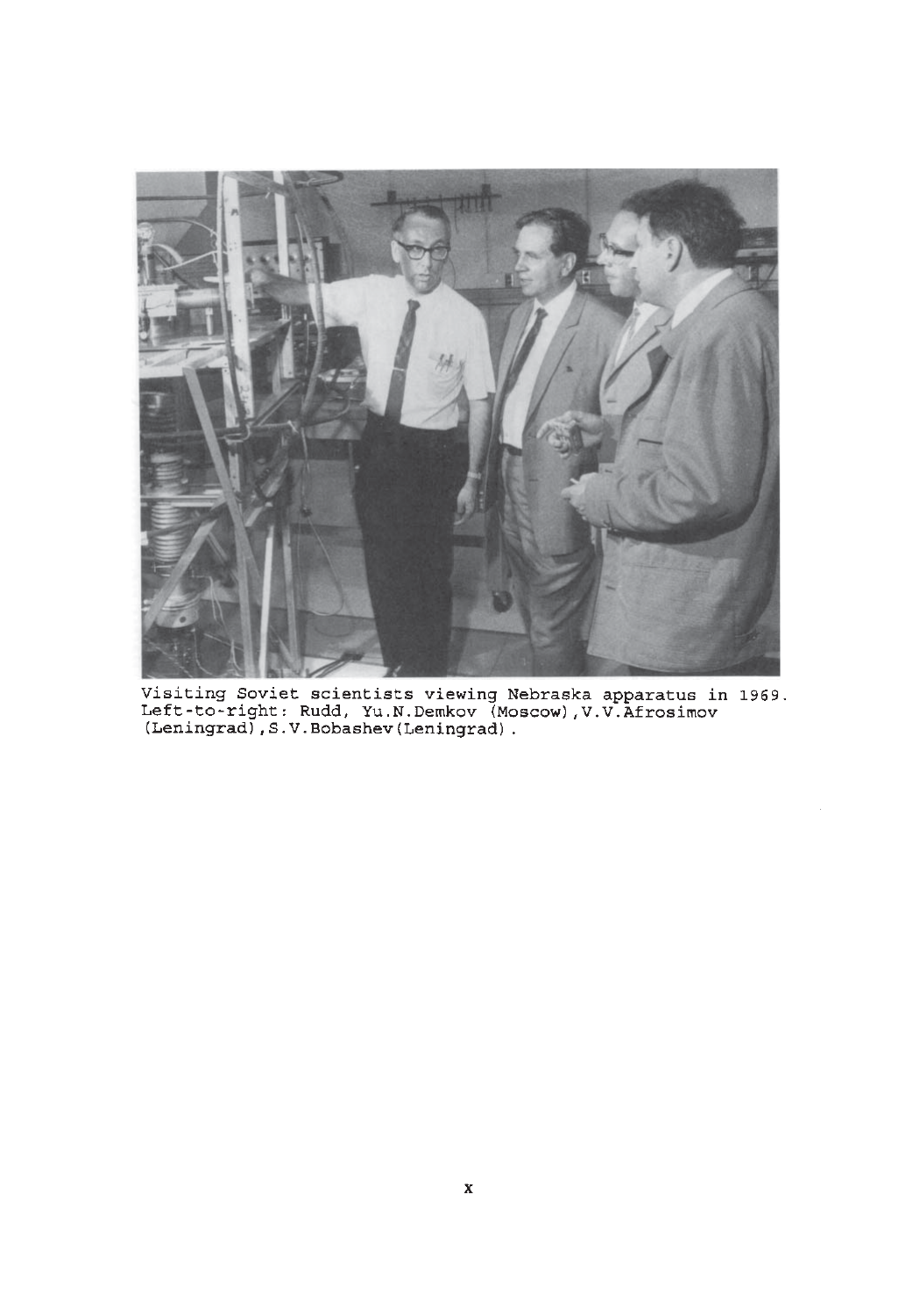Visiting Soviet scientists viewing Nebraska apparatus in 1969.
Left-to-right: Rudd, Yu.N.Demkov (Moscow),V.V.Afrosimov (Leningrad),S.V.Bobashev(Leningrad).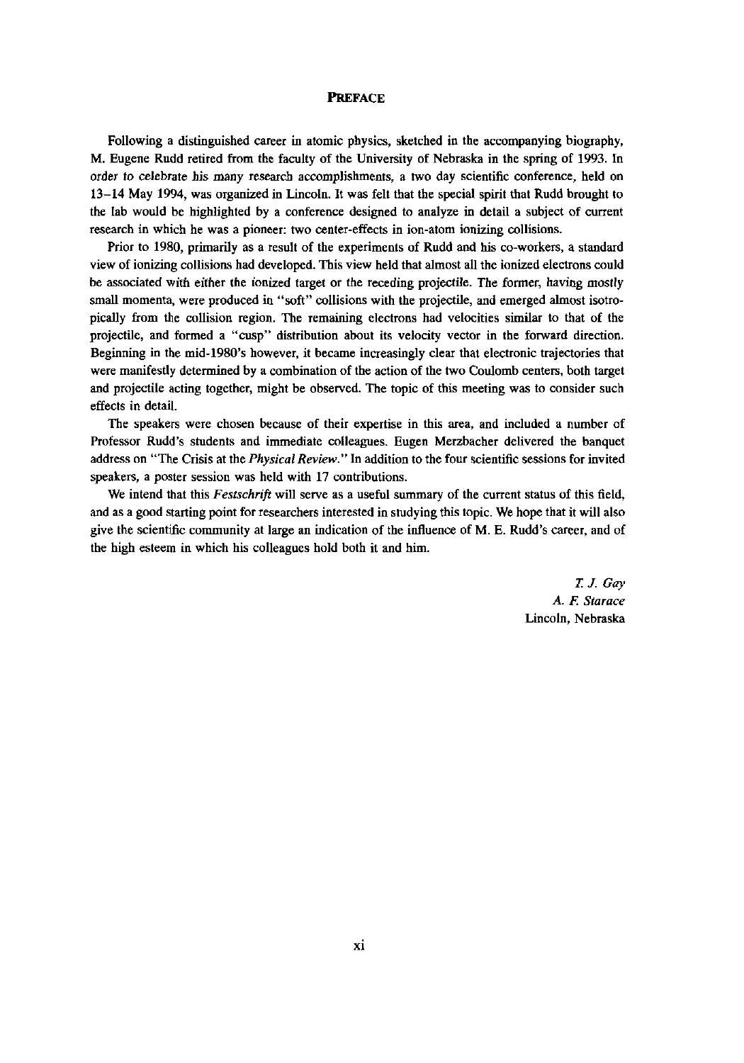# PREFACE

Following a distinguished career in atomic physics, sketched in the accompanying biography, M. Eugene Rudd retired from the faculty of the University of Nebraska in the spring of 1993. In order to celebrate his many research accomplishments, a two day scientific conference, held on 13–14 May 1994, was organized in Lincoln. It was felt that the special spirit that Rudd brought to the lab would be highlighted by a conference designed to analyze in detail a subject of current research in which he was a pioneer: two center-effects in ion-atom ionizing collisions.

Prior to 1980, primarily as a result of the experiments of Rudd and his co-workers, a standard view of ionizing collisions had developed. This view held that almost all the ionized electrons could be associated with either the ionized target or the receding projectile. The former, having mostly small momenta, were produced in "soft" collisions with the projectile, and emerged almost isotropically from the collision region. The remaining electrons had velocities similar to that of the projectile, and formed a "cusp" distribution about its velocity vector in the forward direction. Beginning in the mid-1980's however, it became increasingly clear that electronic trajectories that were manifestly determined by a combination of the action of the two Coulomb centers, both target and projectile acting together, might be observed. The topic of this meeting was to consider such effects in detail.

The speakers were chosen because of their expertise in this area, and included a number of Professor Rudd's students and immediate colleagues. Eugen Merzbacher delivered the banquet address on "The Crisis at the *Physical Review.*" In addition to the four scientific sessions for invited speakers, a poster session was held with 17 contributions.

We intend that this *Festschrift* will serve as a useful summary of the current status of this field, and as a good starting point for researchers interested in studying this topic. We hope that it will also give the scientific community at large an indication of the influence of M. E. Rudd's career, and of the high esteem in which his colleagues hold both it and him.

*T. J. Gay*
*A. F. Starace*
Lincoln, Nebraska